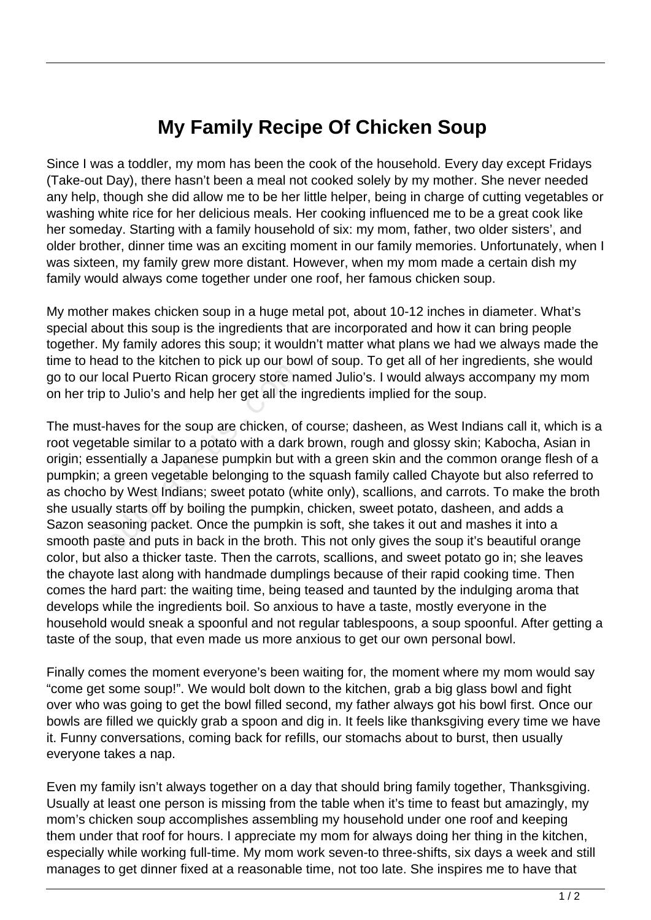# My Family Recipe Of Chicken Soup

Since I was a toddler, my mom has been the cook of the household. Every day except Fridays (Take-out Day), there hasn't been a meal not cooked solely by my mother. She never needed any help, though she did allow me to be her little helper, being in charge of cutting vegetables or washing white rice for her delicious meals. Her cooking influenced me to be a great cook like her someday. Starting with a family household of six: my mom, father, two older sisters', and older brother, dinner time was an exciting moment in our family memories. Unfortunately, when I was sixteen, my family grew more distant. However, when my mom made a certain dish my family would always come together under one roof, her famous chicken soup.

My mother makes chicken soup in a huge metal pot, about 10-12 inches in diameter. What's special about this soup is the ingredients that are incorporated and how it can bring people together. My family adores this soup; it wouldn't matter what plans we had we always made the time to head to the kitchen to pick up our bowl of soup. To get all of her ingredients, she would go to our local Puerto Rican grocery store named Julio's. I would always accompany my mom on her trip to Julio's and help her get all the ingredients implied for the soup.

The must-haves for the soup are chicken, of course; dasheen, as West Indians call it, which is a root vegetable similar to a potato with a dark brown, rough and glossy skin; Kabocha, Asian in origin; essentially a Japanese pumpkin but with a green skin and the common orange flesh of a pumpkin; a green vegetable belonging to the squash family called Chayote but also referred to as chocho by West Indians; sweet potato (white only), scallions, and carrots. To make the broth she usually starts off by boiling the pumpkin, chicken, sweet potato, dasheen, and adds a Sazon seasoning packet. Once the pumpkin is soft, she takes it out and mashes it into a smooth paste and puts in back in the broth. This not only gives the soup it's beautiful orange color, but also a thicker taste. Then the carrots, scallions, and sweet potato go in; she leaves the chayote last along with handmade dumplings because of their rapid cooking time. Then comes the hard part: the waiting time, being teased and taunted by the indulging aroma that develops while the ingredients boil. So anxious to have a taste, mostly everyone in the household would sneak a spoonful and not regular tablespoons, a soup spoonful. After getting a taste of the soup, that even made us more anxious to get our own personal bowl.

Finally comes the moment everyone's been waiting for, the moment where my mom would say "come get some soup!". We would bolt down to the kitchen, grab a big glass bowl and fight over who was going to get the bowl filled second, my father always got his bowl first. Once our bowls are filled we quickly grab a spoon and dig in. It feels like thanksgiving every time we have it. Funny conversations, coming back for refills, our stomachs about to burst, then usually everyone takes a nap.

Even my family isn't always together on a day that should bring family together, Thanksgiving. Usually at least one person is missing from the table when it's time to feast but amazingly, my mom's chicken soup accomplishes assembling my household under one roof and keeping them under that roof for hours. I appreciate my mom for always doing her thing in the kitchen, especially while working full-time. My mom work seven-to three-shifts, six days a week and still manages to get dinner fixed at a reasonable time, not too late. She inspires me to have that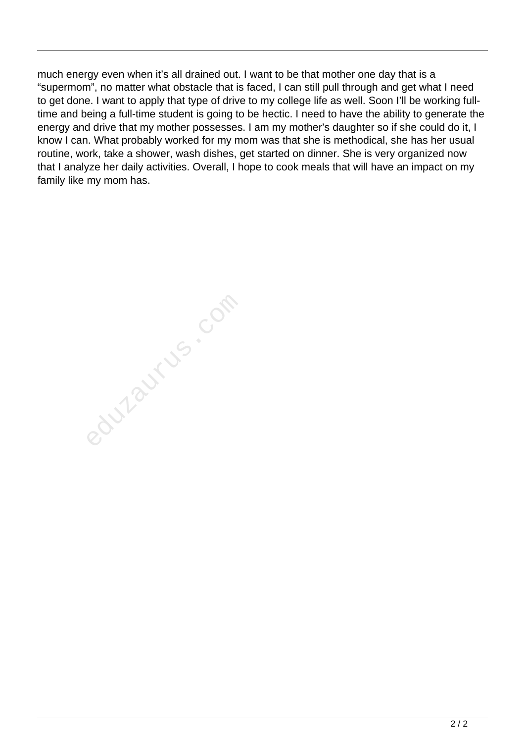much energy even when it's all drained out. I want to be that mother one day that is a "supermom", no matter what obstacle that is faced, I can still pull through and get what I need to get done. I want to apply that type of drive to my college life as well. Soon I'll be working full-time and being a full-time student is going to be hectic. I need to have the ability to generate the energy and drive that my mother possesses. I am my mother's daughter so if she could do it, I know I can. What probably worked for my mom was that she is methodical, she has her usual routine, work, take a shower, wash dishes, get started on dinner. She is very organized now that I analyze her daily activities. Overall, I hope to cook meals that will have an impact on my family like my mom has.